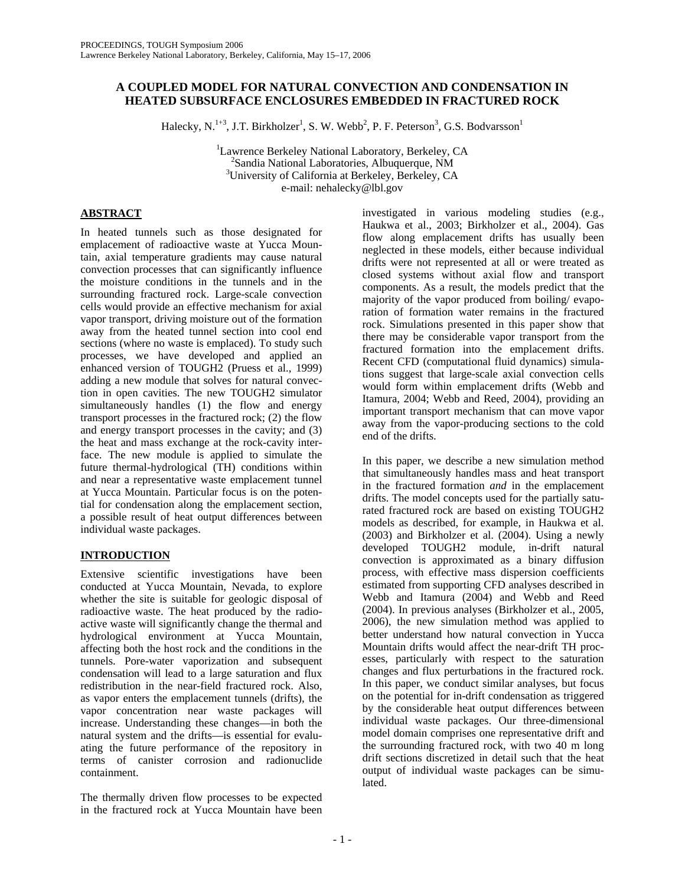# A COUPLED MODEL FOR NATURAL CONVECTION AND CONDENSATION IN HEATED SUBSURFACE ENCLOSURES EMBEDDED IN FRACTURED ROCK

Halecky, N.[1+3], J.T. Birkholzer[1], S. W. Webb[2], P. F. Peterson[3], G.S. Bodvarsson[1]

[1]Lawrence Berkeley National Laboratory, Berkeley, CA
[2]Sandia National Laboratories, Albuquerque, NM
[3]University of California at Berkeley, Berkeley, CA
e-mail: nehalecky@lbl.gov

## ABSTRACT

In heated tunnels such as those designated for emplacement of radioactive waste at Yucca Mountain, axial temperature gradients may cause natural convection processes that can significantly influence the moisture conditions in the tunnels and in the surrounding fractured rock. Large-scale convection cells would provide an effective mechanism for axial vapor transport, driving moisture out of the formation away from the heated tunnel section into cool end sections (where no waste is emplaced). To study such processes, we have developed and applied an enhanced version of TOUGH2 (Pruess et al., 1999) adding a new module that solves for natural convection in open cavities. The new TOUGH2 simulator simultaneously handles (1) the flow and energy transport processes in the fractured rock; (2) the flow and energy transport processes in the cavity; and (3) the heat and mass exchange at the rock-cavity interface. The new module is applied to simulate the future thermal-hydrological (TH) conditions within and near a representative waste emplacement tunnel at Yucca Mountain. Particular focus is on the potential for condensation along the emplacement section, a possible result of heat output differences between individual waste packages.

## INTRODUCTION

Extensive scientific investigations have been conducted at Yucca Mountain, Nevada, to explore whether the site is suitable for geologic disposal of radioactive waste. The heat produced by the radioactive waste will significantly change the thermal and hydrological environment at Yucca Mountain, affecting both the host rock and the conditions in the tunnels. Pore-water vaporization and subsequent condensation will lead to a large saturation and flux redistribution in the near-field fractured rock. Also, as vapor enters the emplacement tunnels (drifts), the vapor concentration near waste packages will increase. Understanding these changes—in both the natural system and the drifts—is essential for evaluating the future performance of the repository in terms of canister corrosion and radionuclide containment.

The thermally driven flow processes to be expected in the fractured rock at Yucca Mountain have been investigated in various modeling studies (e.g., Haukwa et al., 2003; Birkholzer et al., 2004). Gas flow along emplacement drifts has usually been neglected in these models, either because individual drifts were not represented at all or were treated as closed systems without axial flow and transport components. As a result, the models predict that the majority of the vapor produced from boiling/ evaporation of formation water remains in the fractured rock. Simulations presented in this paper show that there may be considerable vapor transport from the fractured formation into the emplacement drifts. Recent CFD (computational fluid dynamics) simulations suggest that large-scale axial convection cells would form within emplacement drifts (Webb and Itamura, 2004; Webb and Reed, 2004), providing an important transport mechanism that can move vapor away from the vapor-producing sections to the cold end of the drifts.

In this paper, we describe a new simulation method that simultaneously handles mass and heat transport in the fractured formation *and* in the emplacement drifts. The model concepts used for the partially saturated fractured rock are based on existing TOUGH2 models as described, for example, in Haukwa et al. (2003) and Birkholzer et al. (2004). Using a newly developed TOUGH2 module, in-drift natural convection is approximated as a binary diffusion process, with effective mass dispersion coefficients estimated from supporting CFD analyses described in Webb and Itamura (2004) and Webb and Reed (2004). In previous analyses (Birkholzer et al., 2005, 2006), the new simulation method was applied to better understand how natural convection in Yucca Mountain drifts would affect the near-drift TH processes, particularly with respect to the saturation changes and flux perturbations in the fractured rock. In this paper, we conduct similar analyses, but focus on the potential for in-drift condensation as triggered by the considerable heat output differences between individual waste packages. Our three-dimensional model domain comprises one representative drift and the surrounding fractured rock, with two 40 m long drift sections discretized in detail such that the heat output of individual waste packages can be simulated.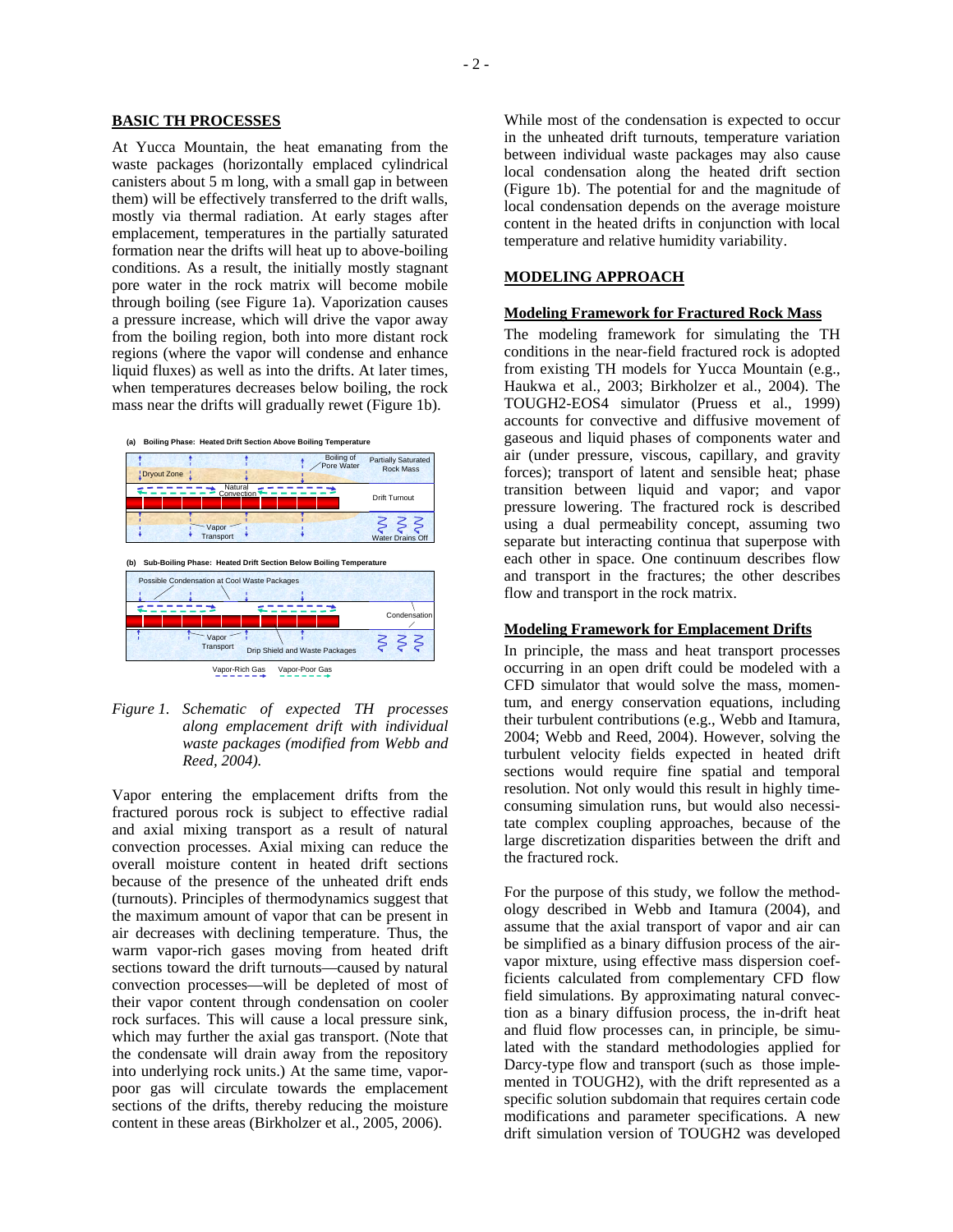## BASIC TH PROCESSES

At Yucca Mountain, the heat emanating from the waste packages (horizontally emplaced cylindrical canisters about 5 m long, with a small gap in between them) will be effectively transferred to the drift walls, mostly via thermal radiation. At early stages after emplacement, temperatures in the partially saturated formation near the drifts will heat up to above-boiling conditions. As a result, the initially mostly stagnant pore water in the rock matrix will become mobile through boiling (see Figure 1a). Vaporization causes a pressure increase, which will drive the vapor away from the boiling region, both into more distant rock regions (where the vapor will condense and enhance liquid fluxes) as well as into the drifts. At later times, when temperatures decreases below boiling, the rock mass near the drifts will gradually rewet (Figure 1b).

*Figure 1. Schematic of expected TH processes along emplacement drift with individual waste packages (modified from Webb and Reed, 2004).*

Vapor entering the emplacement drifts from the fractured porous rock is subject to effective radial and axial mixing transport as a result of natural convection processes. Axial mixing can reduce the overall moisture content in heated drift sections because of the presence of the unheated drift ends (turnouts). Principles of thermodynamics suggest that the maximum amount of vapor that can be present in air decreases with declining temperature. Thus, the warm vapor-rich gases moving from heated drift sections toward the drift turnouts—caused by natural convection processes—will be depleted of most of their vapor content through condensation on cooler rock surfaces. This will cause a local pressure sink, which may further the axial gas transport. (Note that the condensate will drain away from the repository into underlying rock units.) At the same time, vapor-poor gas will circulate towards the emplacement sections of the drifts, thereby reducing the moisture content in these areas (Birkholzer et al., 2005, 2006).

While most of the condensation is expected to occur in the unheated drift turnouts, temperature variation between individual waste packages may also cause local condensation along the heated drift section (Figure 1b). The potential for and the magnitude of local condensation depends on the average moisture content in the heated drifts in conjunction with local temperature and relative humidity variability.

## MODELING APPROACH

### Modeling Framework for Fractured Rock Mass

The modeling framework for simulating the TH conditions in the near-field fractured rock is adopted from existing TH models for Yucca Mountain (e.g., Haukwa et al., 2003; Birkholzer et al., 2004). The TOUGH2-EOS4 simulator (Pruess et al., 1999) accounts for convective and diffusive movement of gaseous and liquid phases of components water and air (under pressure, viscous, capillary, and gravity forces); transport of latent and sensible heat; phase transition between liquid and vapor; and vapor pressure lowering. The fractured rock is described using a dual permeability concept, assuming two separate but interacting continua that superpose with each other in space. One continuum describes flow and transport in the fractures; the other describes flow and transport in the rock matrix.

### Modeling Framework for Emplacement Drifts

In principle, the mass and heat transport processes occurring in an open drift could be modeled with a CFD simulator that would solve the mass, momentum, and energy conservation equations, including their turbulent contributions (e.g., Webb and Itamura, 2004; Webb and Reed, 2004). However, solving the turbulent velocity fields expected in heated drift sections would require fine spatial and temporal resolution. Not only would this result in highly time-consuming simulation runs, but would also necessitate complex coupling approaches, because of the large discretization disparities between the drift and the fractured rock.

For the purpose of this study, we follow the methodology described in Webb and Itamura (2004), and assume that the axial transport of vapor and air can be simplified as a binary diffusion process of the air-vapor mixture, using effective mass dispersion coefficients calculated from complementary CFD flow field simulations. By approximating natural convection as a binary diffusion process, the in-drift heat and fluid flow processes can, in principle, be simulated with the standard methodologies applied for Darcy-type flow and transport (such as those implemented in TOUGH2), with the drift represented as a specific solution subdomain that requires certain code modifications and parameter specifications. A new drift simulation version of TOUGH2 was developed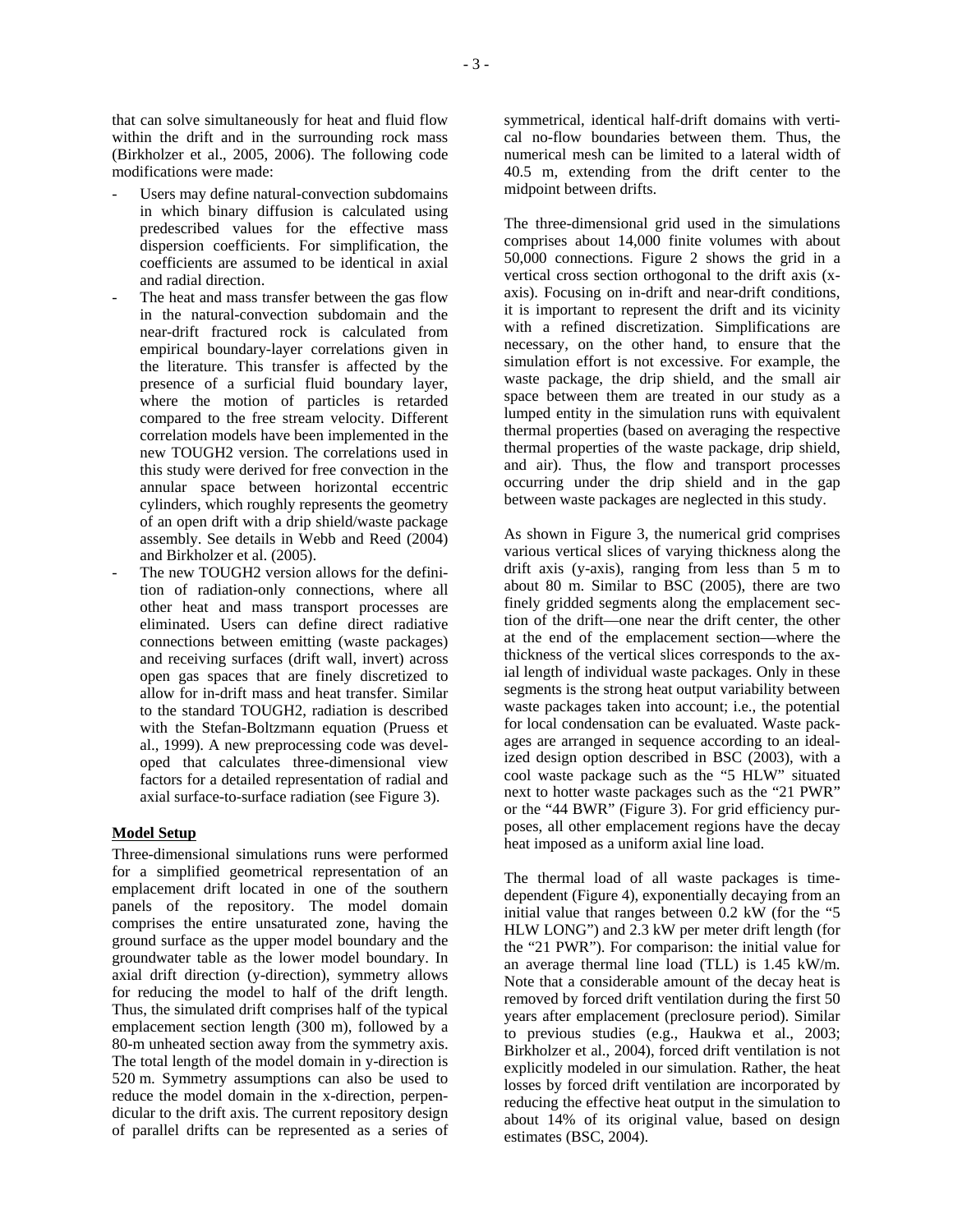that can solve simultaneously for heat and fluid flow within the drift and in the surrounding rock mass (Birkholzer et al., 2005, 2006). The following code modifications were made:

- Users may define natural-convection subdomains in which binary diffusion is calculated using predescribed values for the effective mass dispersion coefficients. For simplification, the coefficients are assumed to be identical in axial and radial direction.
- The heat and mass transfer between the gas flow in the natural-convection subdomain and the near-drift fractured rock is calculated from empirical boundary-layer correlations given in the literature. This transfer is affected by the presence of a surficial fluid boundary layer, where the motion of particles is retarded compared to the free stream velocity. Different correlation models have been implemented in the new TOUGH2 version. The correlations used in this study were derived for free convection in the annular space between horizontal eccentric cylinders, which roughly represents the geometry of an open drift with a drip shield/waste package assembly. See details in Webb and Reed (2004) and Birkholzer et al. (2005).
- The new TOUGH2 version allows for the definition of radiation-only connections, where all other heat and mass transport processes are eliminated. Users can define direct radiative connections between emitting (waste packages) and receiving surfaces (drift wall, invert) across open gas spaces that are finely discretized to allow for in-drift mass and heat transfer. Similar to the standard TOUGH2, radiation is described with the Stefan-Boltzmann equation (Pruess et al., 1999). A new preprocessing code was developed that calculates three-dimensional view factors for a detailed representation of radial and axial surface-to-surface radiation (see Figure 3).

## Model Setup

Three-dimensional simulations runs were performed for a simplified geometrical representation of an emplacement drift located in one of the southern panels of the repository. The model domain comprises the entire unsaturated zone, having the ground surface as the upper model boundary and the groundwater table as the lower model boundary. In axial drift direction (y-direction), symmetry allows for reducing the model to half of the drift length. Thus, the simulated drift comprises half of the typical emplacement section length (300 m), followed by a 80-m unheated section away from the symmetry axis. The total length of the model domain in y-direction is 520 m. Symmetry assumptions can also be used to reduce the model domain in the x-direction, perpendicular to the drift axis. The current repository design of parallel drifts can be represented as a series of symmetrical, identical half-drift domains with vertical no-flow boundaries between them. Thus, the numerical mesh can be limited to a lateral width of 40.5 m, extending from the drift center to the midpoint between drifts.

The three-dimensional grid used in the simulations comprises about 14,000 finite volumes with about 50,000 connections. Figure 2 shows the grid in a vertical cross section orthogonal to the drift axis (x-axis). Focusing on in-drift and near-drift conditions, it is important to represent the drift and its vicinity with a refined discretization. Simplifications are necessary, on the other hand, to ensure that the simulation effort is not excessive. For example, the waste package, the drip shield, and the small air space between them are treated in our study as a lumped entity in the simulation runs with equivalent thermal properties (based on averaging the respective thermal properties of the waste package, drip shield, and air). Thus, the flow and transport processes occurring under the drip shield and in the gap between waste packages are neglected in this study.

As shown in Figure 3, the numerical grid comprises various vertical slices of varying thickness along the drift axis (y-axis), ranging from less than 5 m to about 80 m. Similar to BSC (2005), there are two finely gridded segments along the emplacement section of the drift—one near the drift center, the other at the end of the emplacement section—where the thickness of the vertical slices corresponds to the axial length of individual waste packages. Only in these segments is the strong heat output variability between waste packages taken into account; i.e., the potential for local condensation can be evaluated. Waste packages are arranged in sequence according to an idealized design option described in BSC (2003), with a cool waste package such as the "5 HLW" situated next to hotter waste packages such as the "21 PWR" or the "44 BWR" (Figure 3). For grid efficiency purposes, all other emplacement regions have the decay heat imposed as a uniform axial line load.

The thermal load of all waste packages is time-dependent (Figure 4), exponentially decaying from an initial value that ranges between 0.2 kW (for the "5 HLW LONG") and 2.3 kW per meter drift length (for the "21 PWR"). For comparison: the initial value for an average thermal line load (TLL) is 1.45 kW/m. Note that a considerable amount of the decay heat is removed by forced drift ventilation during the first 50 years after emplacement (preclosure period). Similar to previous studies (e.g., Haukwa et al., 2003; Birkholzer et al., 2004), forced drift ventilation is not explicitly modeled in our simulation. Rather, the heat losses by forced drift ventilation are incorporated by reducing the effective heat output in the simulation to about 14% of its original value, based on design estimates (BSC, 2004).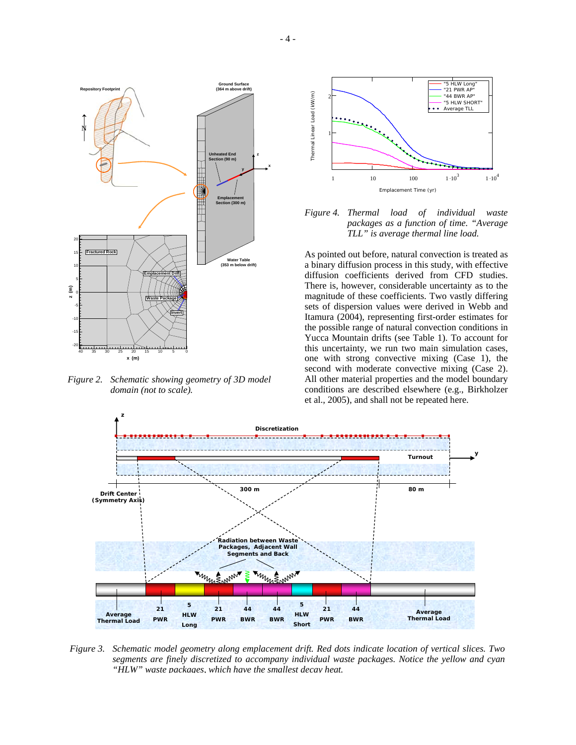Figure 2. Schematic showing geometry of 3D model domain (not to scale).

Figure 4. Thermal load of individual waste packages as a function of time. "Average TLL" is average thermal line load.

As pointed out before, natural convection is treated as a binary diffusion process in this study, with effective diffusion coefficients derived from CFD studies. There is, however, considerable uncertainty as to the magnitude of these coefficients. Two vastly differing sets of dispersion values were derived in Webb and Itamura (2004), representing first-order estimates for the possible range of natural convection conditions in Yucca Mountain drifts (see Table 1). To account for this uncertainty, we run two main simulation cases, one with strong convective mixing (Case 1), the second with moderate convective mixing (Case 2). All other material properties and the model boundary conditions are described elsewhere (e.g., Birkholzer et al., 2005), and shall not be repeated here.

Figure 3. Schematic model geometry along emplacement drift. Red dots indicate location of vertical slices. Two segments are finely discretized to accompany individual waste packages. Notice the yellow and cyan "HLW" waste packages, which have the smallest decay heat.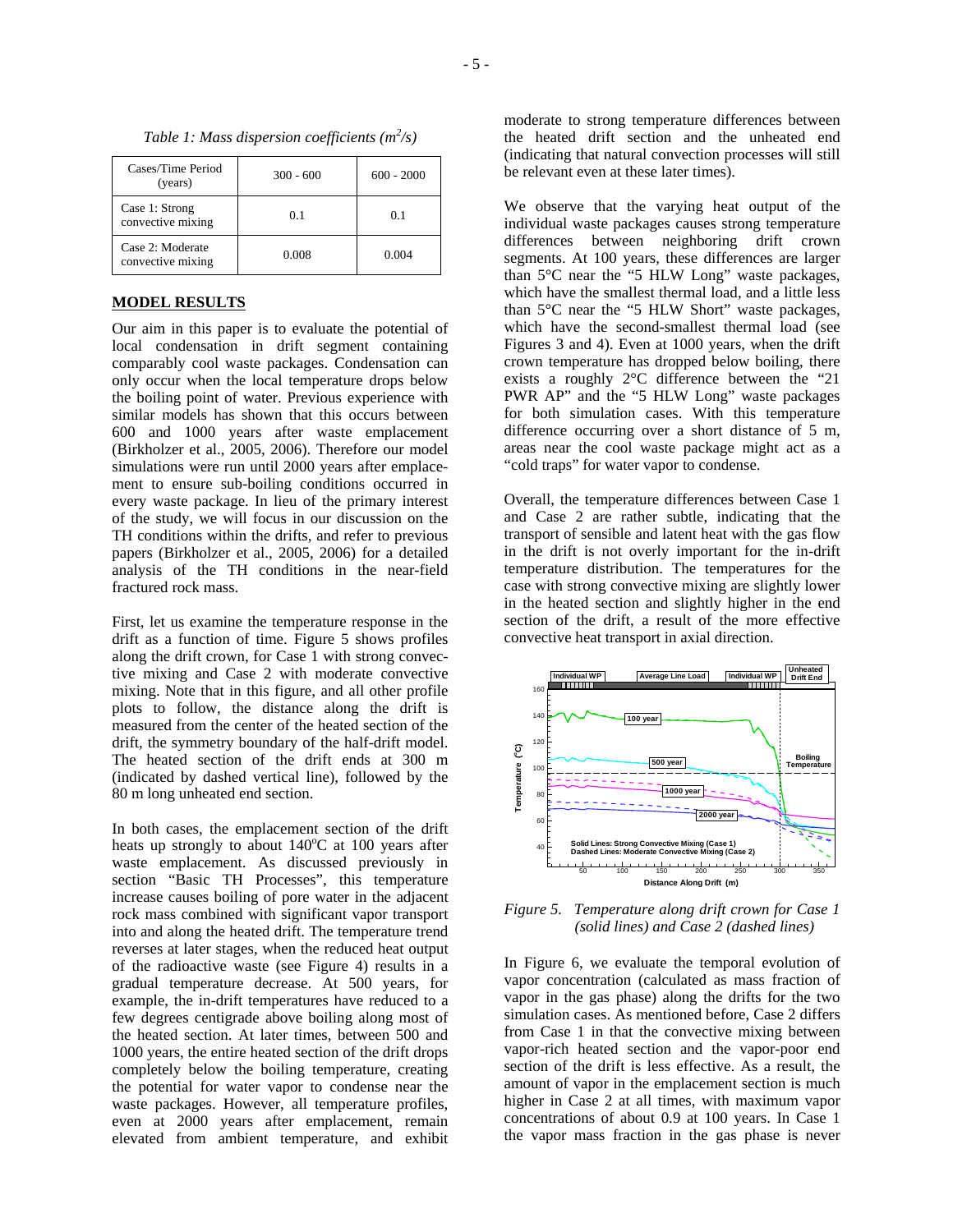*Table 1: Mass dispersion coefficients ($m^2/s$)*

| Cases/Time Period (years) | 300 - 600 | 600 - 2000 |
| --- | --- | --- |
| Case 1: Strong convective mixing | 0.1 | 0.1 |
| Case 2: Moderate convective mixing | 0.008 | 0.004 |

## MODEL RESULTS

Our aim in this paper is to evaluate the potential of local condensation in drift segment containing comparably cool waste packages. Condensation can only occur when the local temperature drops below the boiling point of water. Previous experience with similar models has shown that this occurs between 600 and 1000 years after waste emplacement (Birkholzer et al., 2005, 2006). Therefore our model simulations were run until 2000 years after emplacement to ensure sub-boiling conditions occurred in every waste package. In lieu of the primary interest of the study, we will focus in our discussion on the TH conditions within the drifts, and refer to previous papers (Birkholzer et al., 2005, 2006) for a detailed analysis of the TH conditions in the near-field fractured rock mass.

First, let us examine the temperature response in the drift as a function of time. Figure 5 shows profiles along the drift crown, for Case 1 with strong convective mixing and Case 2 with moderate convective mixing. Note that in this figure, and all other profile plots to follow, the distance along the drift is measured from the center of the heated section of the drift, the symmetry boundary of the half-drift model. The heated section of the drift ends at 300 m (indicated by dashed vertical line), followed by the 80 m long unheated end section.

In both cases, the emplacement section of the drift heats up strongly to about 140°C at 100 years after waste emplacement. As discussed previously in section "Basic TH Processes", this temperature increase causes boiling of pore water in the adjacent rock mass combined with significant vapor transport into and along the heated drift. The temperature trend reverses at later stages, when the reduced heat output of the radioactive waste (see Figure 4) results in a gradual temperature decrease. At 500 years, for example, the in-drift temperatures have reduced to a few degrees centigrade above boiling along most of the heated section. At later times, between 500 and 1000 years, the entire heated section of the drift drops completely below the boiling temperature, creating the potential for water vapor to condense near the waste packages. However, all temperature profiles, even at 2000 years after emplacement, remain elevated from ambient temperature, and exhibit moderate to strong temperature differences between the heated drift section and the unheated end (indicating that natural convection processes will still be relevant even at these later times).

We observe that the varying heat output of the individual waste packages causes strong temperature differences between neighboring drift crown segments. At 100 years, these differences are larger than 5°C near the "5 HLW Long" waste packages, which have the smallest thermal load, and a little less than 5°C near the "5 HLW Short" waste packages, which have the second-smallest thermal load (see Figures 3 and 4). Even at 1000 years, when the drift crown temperature has dropped below boiling, there exists a roughly 2°C difference between the "21 PWR AP" and the "5 HLW Long" waste packages for both simulation cases. With this temperature difference occurring over a short distance of 5 m, areas near the cool waste package might act as a "cold traps" for water vapor to condense.

Overall, the temperature differences between Case 1 and Case 2 are rather subtle, indicating that the transport of sensible and latent heat with the gas flow in the drift is not overly important for the in-drift temperature distribution. The temperatures for the case with strong convective mixing are slightly lower in the heated section and slightly higher in the end section of the drift, a result of the more effective convective heat transport in axial direction.

*Figure 5. Temperature along drift crown for Case 1 (solid lines) and Case 2 (dashed lines)*

In Figure 6, we evaluate the temporal evolution of vapor concentration (calculated as mass fraction of vapor in the gas phase) along the drifts for the two simulation cases. As mentioned before, Case 2 differs from Case 1 in that the convective mixing between vapor-rich heated section and the vapor-poor end section of the drift is less effective. As a result, the amount of vapor in the emplacement section is much higher in Case 2 at all times, with maximum vapor concentrations of about 0.9 at 100 years. In Case 1 the vapor mass fraction in the gas phase is never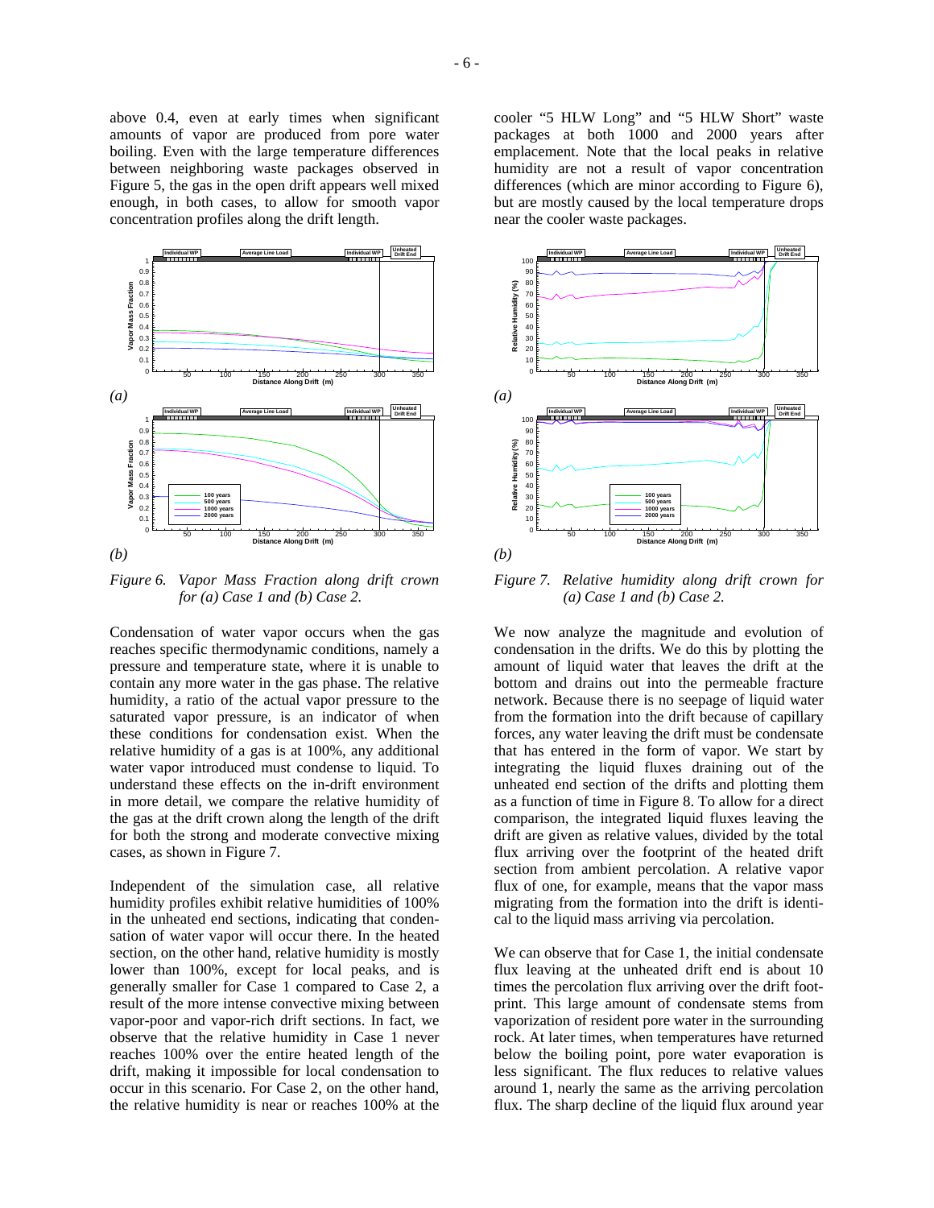above 0.4, even at early times when significant amounts of vapor are produced from pore water boiling. Even with the large temperature differences between neighboring waste packages observed in Figure 5, the gas in the open drift appears well mixed enough, in both cases, to allow for smooth vapor concentration profiles along the drift length.

*Figure 6. Vapor Mass Fraction along drift crown for (a) Case 1 and (b) Case 2.*

Condensation of water vapor occurs when the gas reaches specific thermodynamic conditions, namely a pressure and temperature state, where it is unable to contain any more water in the gas phase. The relative humidity, a ratio of the actual vapor pressure to the saturated vapor pressure, is an indicator of when these conditions for condensation exist. When the relative humidity of a gas is at 100%, any additional water vapor introduced must condense to liquid. To understand these effects on the in-drift environment in more detail, we compare the relative humidity of the gas at the drift crown along the length of the drift for both the strong and moderate convective mixing cases, as shown in Figure 7.

Independent of the simulation case, all relative humidity profiles exhibit relative humidities of 100% in the unheated end sections, indicating that condensation of water vapor will occur there. In the heated section, on the other hand, relative humidity is mostly lower than 100%, except for local peaks, and is generally smaller for Case 1 compared to Case 2, a result of the more intense convective mixing between vapor-poor and vapor-rich drift sections. In fact, we observe that the relative humidity in Case 1 never reaches 100% over the entire heated length of the drift, making it impossible for local condensation to occur in this scenario. For Case 2, on the other hand, the relative humidity is near or reaches 100% at the cooler "5 HLW Long" and "5 HLW Short" waste packages at both 1000 and 2000 years after emplacement. Note that the local peaks in relative humidity are not a result of vapor concentration differences (which are minor according to Figure 6), but are mostly caused by the local temperature drops near the cooler waste packages.

*Figure 7. Relative humidity along drift crown for (a) Case 1 and (b) Case 2.*

We now analyze the magnitude and evolution of condensation in the drifts. We do this by plotting the amount of liquid water that leaves the drift at the bottom and drains out into the permeable fracture network. Because there is no seepage of liquid water from the formation into the drift because of capillary forces, any water leaving the drift must be condensate that has entered in the form of vapor. We start by integrating the liquid fluxes draining out of the unheated end section of the drifts and plotting them as a function of time in Figure 8. To allow for a direct comparison, the integrated liquid fluxes leaving the drift are given as relative values, divided by the total flux arriving over the footprint of the heated drift section from ambient percolation. A relative vapor flux of one, for example, means that the vapor mass migrating from the formation into the drift is identical to the liquid mass arriving via percolation.

We can observe that for Case 1, the initial condensate flux leaving at the unheated drift end is about 10 times the percolation flux arriving over the drift footprint. This large amount of condensate stems from vaporization of resident pore water in the surrounding rock. At later times, when temperatures have returned below the boiling point, pore water evaporation is less significant. The flux reduces to relative values around 1, nearly the same as the arriving percolation flux. The sharp decline of the liquid flux around year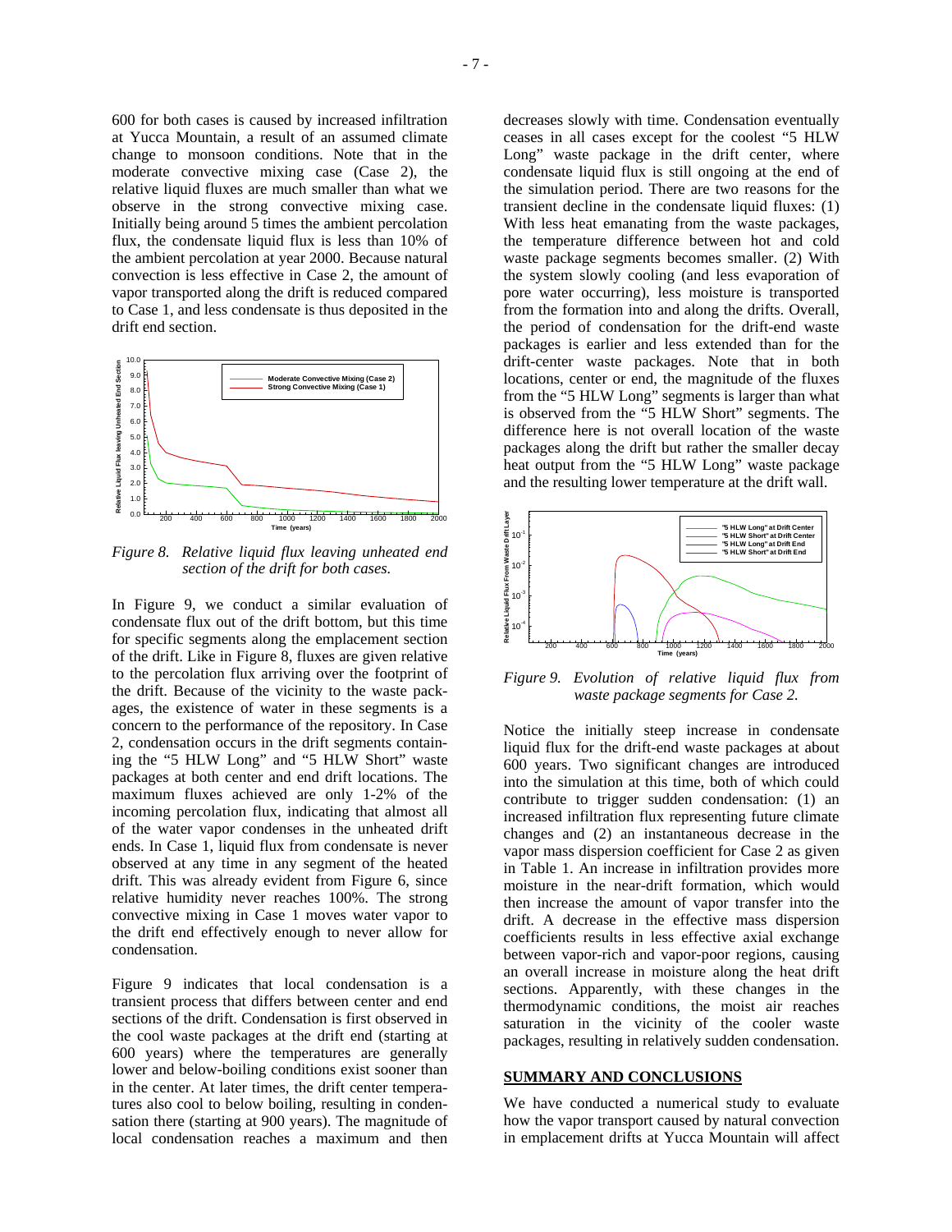600 for both cases is caused by increased infiltration at Yucca Mountain, a result of an assumed climate change to monsoon conditions. Note that in the moderate convective mixing case (Case 2), the relative liquid fluxes are much smaller than what we observe in the strong convective mixing case. Initially being around 5 times the ambient percolation flux, the condensate liquid flux is less than 10% of the ambient percolation at year 2000. Because natural convection is less effective in Case 2, the amount of vapor transported along the drift is reduced compared to Case 1, and less condensate is thus deposited in the drift end section.

*Figure 8. Relative liquid flux leaving unheated end section of the drift for both cases.*

In Figure 9, we conduct a similar evaluation of condensate flux out of the drift bottom, but this time for specific segments along the emplacement section of the drift. Like in Figure 8, fluxes are given relative to the percolation flux arriving over the footprint of the drift. Because of the vicinity to the waste packages, the existence of water in these segments is a concern to the performance of the repository. In Case 2, condensation occurs in the drift segments containing the "5 HLW Long" and "5 HLW Short" waste packages at both center and end drift locations. The maximum fluxes achieved are only 1-2% of the incoming percolation flux, indicating that almost all of the water vapor condenses in the unheated drift ends. In Case 1, liquid flux from condensate is never observed at any time in any segment of the heated drift. This was already evident from Figure 6, since relative humidity never reaches 100%. The strong convective mixing in Case 1 moves water vapor to the drift end effectively enough to never allow for condensation.

Figure 9 indicates that local condensation is a transient process that differs between center and end sections of the drift. Condensation is first observed in the cool waste packages at the drift end (starting at 600 years) where the temperatures are generally lower and below-boiling conditions exist sooner than in the center. At later times, the drift center temperatures also cool to below boiling, resulting in condensation there (starting at 900 years). The magnitude of local condensation reaches a maximum and then decreases slowly with time. Condensation eventually ceases in all cases except for the coolest "5 HLW Long" waste package in the drift center, where condensate liquid flux is still ongoing at the end of the simulation period. There are two reasons for the transient decline in the condensate liquid fluxes: (1) With less heat emanating from the waste packages, the temperature difference between hot and cold waste package segments becomes smaller. (2) With the system slowly cooling (and less evaporation of pore water occurring), less moisture is transported from the formation into and along the drifts. Overall, the period of condensation for the drift-end waste packages is earlier and less extended than for the drift-center waste packages. Note that in both locations, center or end, the magnitude of the fluxes from the "5 HLW Long" segments is larger than what is observed from the "5 HLW Short" segments. The difference here is not overall location of the waste packages along the drift but rather the smaller decay heat output from the "5 HLW Long" waste package and the resulting lower temperature at the drift wall.

*Figure 9. Evolution of relative liquid flux from waste package segments for Case 2.*

Notice the initially steep increase in condensate liquid flux for the drift-end waste packages at about 600 years. Two significant changes are introduced into the simulation at this time, both of which could contribute to trigger sudden condensation: (1) an increased infiltration flux representing future climate changes and (2) an instantaneous decrease in the vapor mass dispersion coefficient for Case 2 as given in Table 1. An increase in infiltration provides more moisture in the near-drift formation, which would then increase the amount of vapor transfer into the drift. A decrease in the effective mass dispersion coefficients results in less effective axial exchange between vapor-rich and vapor-poor regions, causing an overall increase in moisture along the heat drift sections. Apparently, with these changes in the thermodynamic conditions, the moist air reaches saturation in the vicinity of the cooler waste packages, resulting in relatively sudden condensation.

## SUMMARY AND CONCLUSIONS

We have conducted a numerical study to evaluate how the vapor transport caused by natural convection in emplacement drifts at Yucca Mountain will affect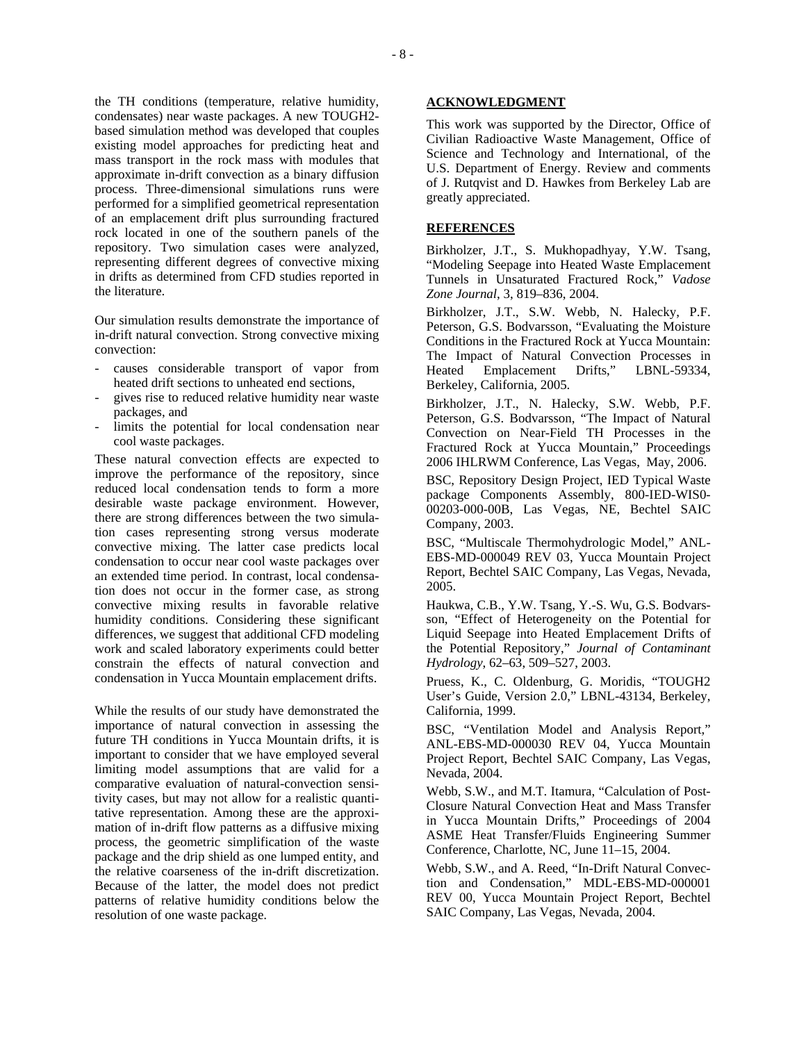the TH conditions (temperature, relative humidity, condensates) near waste packages. A new TOUGH2-based simulation method was developed that couples existing model approaches for predicting heat and mass transport in the rock mass with modules that approximate in-drift convection as a binary diffusion process. Three-dimensional simulations runs were performed for a simplified geometrical representation of an emplacement drift plus surrounding fractured rock located in one of the southern panels of the repository. Two simulation cases were analyzed, representing different degrees of convective mixing in drifts as determined from CFD studies reported in the literature.

Our simulation results demonstrate the importance of in-drift natural convection. Strong convective mixing convection:

- causes considerable transport of vapor from heated drift sections to unheated end sections,
- gives rise to reduced relative humidity near waste packages, and
- limits the potential for local condensation near cool waste packages.

These natural convection effects are expected to improve the performance of the repository, since reduced local condensation tends to form a more desirable waste package environment. However, there are strong differences between the two simulation cases representing strong versus moderate convective mixing. The latter case predicts local condensation to occur near cool waste packages over an extended time period. In contrast, local condensation does not occur in the former case, as strong convective mixing results in favorable relative humidity conditions. Considering these significant differences, we suggest that additional CFD modeling work and scaled laboratory experiments could better constrain the effects of natural convection and condensation in Yucca Mountain emplacement drifts.

While the results of our study have demonstrated the importance of natural convection in assessing the future TH conditions in Yucca Mountain drifts, it is important to consider that we have employed several limiting model assumptions that are valid for a comparative evaluation of natural-convection sensitivity cases, but may not allow for a realistic quantitative representation. Among these are the approximation of in-drift flow patterns as a diffusive mixing process, the geometric simplification of the waste package and the drip shield as one lumped entity, and the relative coarseness of the in-drift discretization. Because of the latter, the model does not predict patterns of relative humidity conditions below the resolution of one waste package.

## ACKNOWLEDGMENT

This work was supported by the Director, Office of Civilian Radioactive Waste Management, Office of Science and Technology and International, of the U.S. Department of Energy. Review and comments of J. Rutqvist and D. Hawkes from Berkeley Lab are greatly appreciated.

## REFERENCES

Birkholzer, J.T., S. Mukhopadhyay, Y.W. Tsang, "Modeling Seepage into Heated Waste Emplacement Tunnels in Unsaturated Fractured Rock," *Vadose Zone Journal*, 3, 819–836, 2004.

Birkholzer, J.T., S.W. Webb, N. Halecky, P.F. Peterson, G.S. Bodvarsson, "Evaluating the Moisture Conditions in the Fractured Rock at Yucca Mountain: The Impact of Natural Convection Processes in Heated Emplacement Drifts," LBNL-59334, Berkeley, California, 2005.

Birkholzer, J.T., N. Halecky, S.W. Webb, P.F. Peterson, G.S. Bodvarsson, "The Impact of Natural Convection on Near-Field TH Processes in the Fractured Rock at Yucca Mountain," Proceedings 2006 IHLRWM Conference, Las Vegas, May, 2006.

BSC, Repository Design Project, IED Typical Waste package Components Assembly, 800-IED-WIS0-00203-000-00B, Las Vegas, NE, Bechtel SAIC Company, 2003.

BSC, "Multiscale Thermohydrologic Model," ANL-EBS-MD-000049 REV 03, Yucca Mountain Project Report, Bechtel SAIC Company, Las Vegas, Nevada, 2005.

Haukwa, C.B., Y.W. Tsang, Y.-S. Wu, G.S. Bodvarsson, "Effect of Heterogeneity on the Potential for Liquid Seepage into Heated Emplacement Drifts of the Potential Repository," *Journal of Contaminant Hydrology*, 62–63, 509–527, 2003.

Pruess, K., C. Oldenburg, G. Moridis, "TOUGH2 User's Guide, Version 2.0," LBNL-43134, Berkeley, California, 1999.

BSC, "Ventilation Model and Analysis Report," ANL-EBS-MD-000030 REV 04, Yucca Mountain Project Report, Bechtel SAIC Company, Las Vegas, Nevada, 2004.

Webb, S.W., and M.T. Itamura, "Calculation of Post-Closure Natural Convection Heat and Mass Transfer in Yucca Mountain Drifts," Proceedings of 2004 ASME Heat Transfer/Fluids Engineering Summer Conference, Charlotte, NC, June 11–15, 2004.

Webb, S.W., and A. Reed, "In-Drift Natural Convection and Condensation," MDL-EBS-MD-000001 REV 00, Yucca Mountain Project Report, Bechtel SAIC Company, Las Vegas, Nevada, 2004.